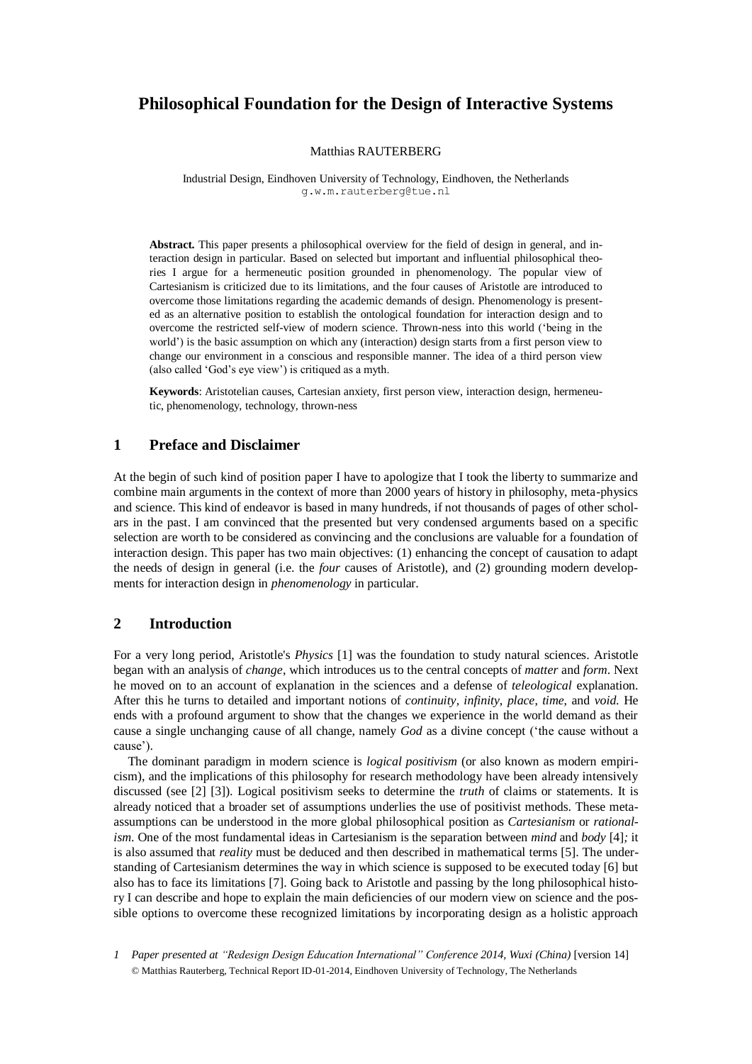# Philosophical Foundation for the Design of Interactive Systems

Matthias RAUTERBERG

Industrial Design, Eindhoven University of Technology, Eindhoven, the Netherlands
g.w.m.rauterberg@tue.nl

**Abstract.** This paper presents a philosophical overview for the field of design in general, and interaction design in particular. Based on selected but important and influential philosophical theories I argue for a hermeneutic position grounded in phenomenology. The popular view of Cartesianism is criticized due to its limitations, and the four causes of Aristotle are introduced to overcome those limitations regarding the academic demands of design. Phenomenology is presented as an alternative position to establish the ontological foundation for interaction design and to overcome the restricted self-view of modern science. Thrown-ness into this world ('being in the world') is the basic assumption on which any (interaction) design starts from a first person view to change our environment in a conscious and responsible manner. The idea of a third person view (also called 'God's eye view') is critiqued as a myth.

**Keywords**: Aristotelian causes, Cartesian anxiety, first person view, interaction design, hermeneutic, phenomenology, technology, thrown-ness

## 1 Preface and Disclaimer

At the begin of such kind of position paper I have to apologize that I took the liberty to summarize and combine main arguments in the context of more than 2000 years of history in philosophy, meta-physics and science. This kind of endeavor is based in many hundreds, if not thousands of pages of other scholars in the past. I am convinced that the presented but very condensed arguments based on a specific selection are worth to be considered as convincing and the conclusions are valuable for a foundation of interaction design. This paper has two main objectives: (1) enhancing the concept of causation to adapt the needs of design in general (i.e. the *four* causes of Aristotle), and (2) grounding modern developments for interaction design in *phenomenology* in particular.

## 2 Introduction

For a very long period, Aristotle's *Physics* [1] was the foundation to study natural sciences. Aristotle began with an analysis of *change*, which introduces us to the central concepts of *matter* and *form*. Next he moved on to an account of explanation in the sciences and a defense of *teleological* explanation. After this he turns to detailed and important notions of *continuity, infinity, place, time,* and *void.* He ends with a profound argument to show that the changes we experience in the world demand as their cause a single unchanging cause of all change, namely *God* as a divine concept ('the cause without a cause').

The dominant paradigm in modern science is *logical positivism* (or also known as modern empiricism), and the implications of this philosophy for research methodology have been already intensively discussed (see [2] [3]). Logical positivism seeks to determine the *truth* of claims or statements. It is already noticed that a broader set of assumptions underlies the use of positivist methods. These meta-assumptions can be understood in the more global philosophical position as *Cartesianism* or *rationalism.* One of the most fundamental ideas in Cartesianism is the separation between *mind* and *body* [4]*;* it is also assumed that *reality* must be deduced and then described in mathematical terms [5]. The understanding of Cartesianism determines the way in which science is supposed to be executed today [6] but also has to face its limitations [7]. Going back to Aristotle and passing by the long philosophical history I can describe and hope to explain the main deficiencies of our modern view on science and the possible options to overcome these recognized limitations by incorporating design as a holistic approach

1 *Paper presented at "Redesign Design Education International" Conference 2014, Wuxi (China)* [version 14]
© Matthias Rauterberg, Technical Report ID-01-2014, Eindhoven University of Technology, The Netherlands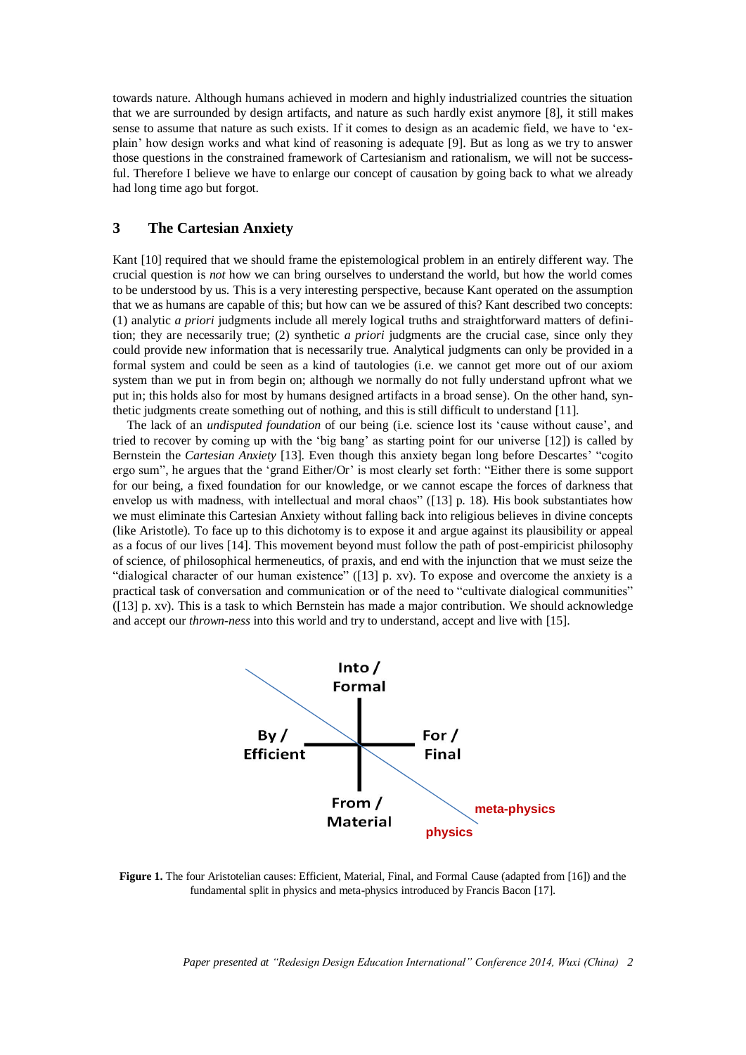towards nature. Although humans achieved in modern and highly industrialized countries the situation that we are surrounded by design artifacts, and nature as such hardly exist anymore [8], it still makes sense to assume that nature as such exists. If it comes to design as an academic field, we have to 'explain' how design works and what kind of reasoning is adequate [9]. But as long as we try to answer those questions in the constrained framework of Cartesianism and rationalism, we will not be successful. Therefore I believe we have to enlarge our concept of causation by going back to what we already had long time ago but forgot.

## 3 The Cartesian Anxiety

Kant [10] required that we should frame the epistemological problem in an entirely different way. The crucial question is *not* how we can bring ourselves to understand the world, but how the world comes to be understood by us. This is a very interesting perspective, because Kant operated on the assumption that we as humans are capable of this; but how can we be assured of this? Kant described two concepts: (1) analytic *a priori* judgments include all merely logical truths and straightforward matters of definition; they are necessarily true; (2) synthetic *a priori* judgments are the crucial case, since only they could provide new information that is necessarily true. Analytical judgments can only be provided in a formal system and could be seen as a kind of tautologies (i.e. we cannot get more out of our axiom system than we put in from begin on; although we normally do not fully understand upfront what we put in; this holds also for most by humans designed artifacts in a broad sense). On the other hand, synthetic judgments create something out of nothing, and this is still difficult to understand [11].

The lack of an *undisputed foundation* of our being (i.e. science lost its 'cause without cause', and tried to recover by coming up with the 'big bang' as starting point for our universe [12]) is called by Bernstein the *Cartesian Anxiety* [13]. Even though this anxiety began long before Descartes' "cogito ergo sum", he argues that the 'grand Either/Or' is most clearly set forth: "Either there is some support for our being, a fixed foundation for our knowledge, or we cannot escape the forces of darkness that envelop us with madness, with intellectual and moral chaos" ([13] p. 18). His book substantiates how we must eliminate this Cartesian Anxiety without falling back into religious believes in divine concepts (like Aristotle). To face up to this dichotomy is to expose it and argue against its plausibility or appeal as a focus of our lives [14]. This movement beyond must follow the path of post-empiricist philosophy of science, of philosophical hermeneutics, of praxis, and end with the injunction that we must seize the "dialogical character of our human existence" ([13] p. xv). To expose and overcome the anxiety is a practical task of conversation and communication or of the need to "cultivate dialogical communities" ([13] p. xv). This is a task to which Bernstein has made a major contribution. We should acknowledge and accept our *thrown-ness* into this world and try to understand, accept and live with [15].

Into / Formal

By / Efficient — For / Final

From / Material

meta-physics

physics

**Figure 1.** The four Aristotelian causes: Efficient, Material, Final, and Formal Cause (adapted from [16]) and the fundamental split in physics and meta-physics introduced by Francis Bacon [17].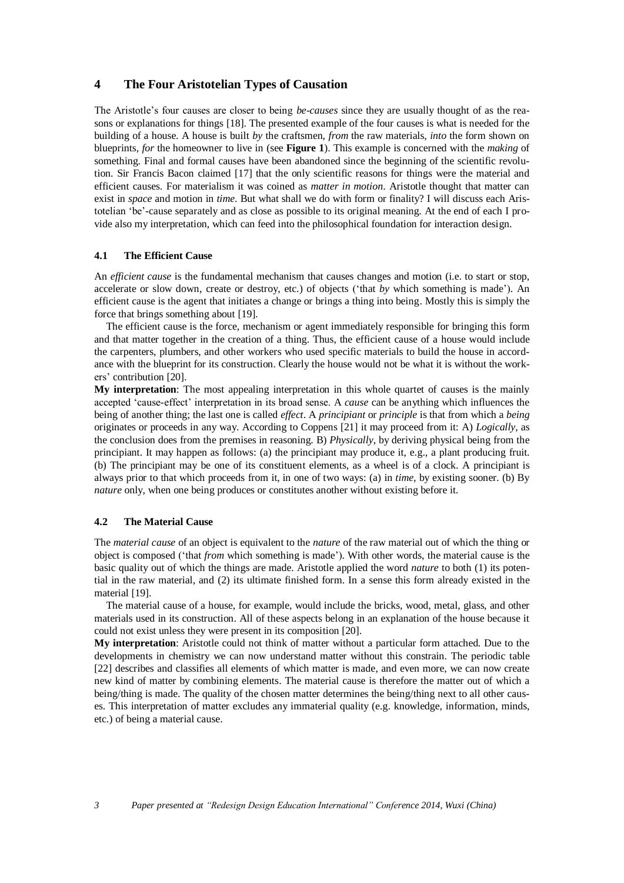## 4 The Four Aristotelian Types of Causation

The Aristotle's four causes are closer to being *be-causes* since they are usually thought of as the reasons or explanations for things [18]. The presented example of the four causes is what is needed for the building of a house. A house is built *by* the craftsmen, *from* the raw materials, *into* the form shown on blueprints, *for* the homeowner to live in (see **Figure 1**). This example is concerned with the *making* of something. Final and formal causes have been abandoned since the beginning of the scientific revolution. Sir Francis Bacon claimed [17] that the only scientific reasons for things were the material and efficient causes. For materialism it was coined as *matter in motion*. Aristotle thought that matter can exist in *space* and motion in *time*. But what shall we do with form or finality? I will discuss each Aristotelian 'be'-cause separately and as close as possible to its original meaning. At the end of each I provide also my interpretation, which can feed into the philosophical foundation for interaction design.

### 4.1 The Efficient Cause

An *efficient cause* is the fundamental mechanism that causes changes and motion (i.e. to start or stop, accelerate or slow down, create or destroy, etc.) of objects ('that *by* which something is made'). An efficient cause is the agent that initiates a change or brings a thing into being. Mostly this is simply the force that brings something about [19].

The efficient cause is the force, mechanism or agent immediately responsible for bringing this form and that matter together in the creation of a thing. Thus, the efficient cause of a house would include the carpenters, plumbers, and other workers who used specific materials to build the house in accordance with the blueprint for its construction. Clearly the house would not be what it is without the workers' contribution [20].

**My interpretation**: The most appealing interpretation in this whole quartet of causes is the mainly accepted 'cause-effect' interpretation in its broad sense. A *cause* can be anything which influences the being of another thing; the last one is called *effect*. A *principiant* or *principle* is that from which a *being* originates or proceeds in any way. According to Coppens [21] it may proceed from it: A) *Logically*, as the conclusion does from the premises in reasoning. B) *Physically*, by deriving physical being from the principiant. It may happen as follows: (a) the principiant may produce it, e.g., a plant producing fruit. (b) The principiant may be one of its constituent elements, as a wheel is of a clock. A principiant is always prior to that which proceeds from it, in one of two ways: (a) in *time*, by existing sooner. (b) By *nature* only, when one being produces or constitutes another without existing before it.

### 4.2 The Material Cause

The *material cause* of an object is equivalent to the *nature* of the raw material out of which the thing or object is composed ('that *from* which something is made'). With other words, the material cause is the basic quality out of which the things are made. Aristotle applied the word *nature* to both (1) its potential in the raw material, and (2) its ultimate finished form. In a sense this form already existed in the material [19].

The material cause of a house, for example, would include the bricks, wood, metal, glass, and other materials used in its construction. All of these aspects belong in an explanation of the house because it could not exist unless they were present in its composition [20].

**My interpretation**: Aristotle could not think of matter without a particular form attached. Due to the developments in chemistry we can now understand matter without this constrain. The periodic table [22] describes and classifies all elements of which matter is made, and even more, we can now create new kind of matter by combining elements. The material cause is therefore the matter out of which a being/thing is made. The quality of the chosen matter determines the being/thing next to all other causes. This interpretation of matter excludes any immaterial quality (e.g. knowledge, information, minds, etc.) of being a material cause.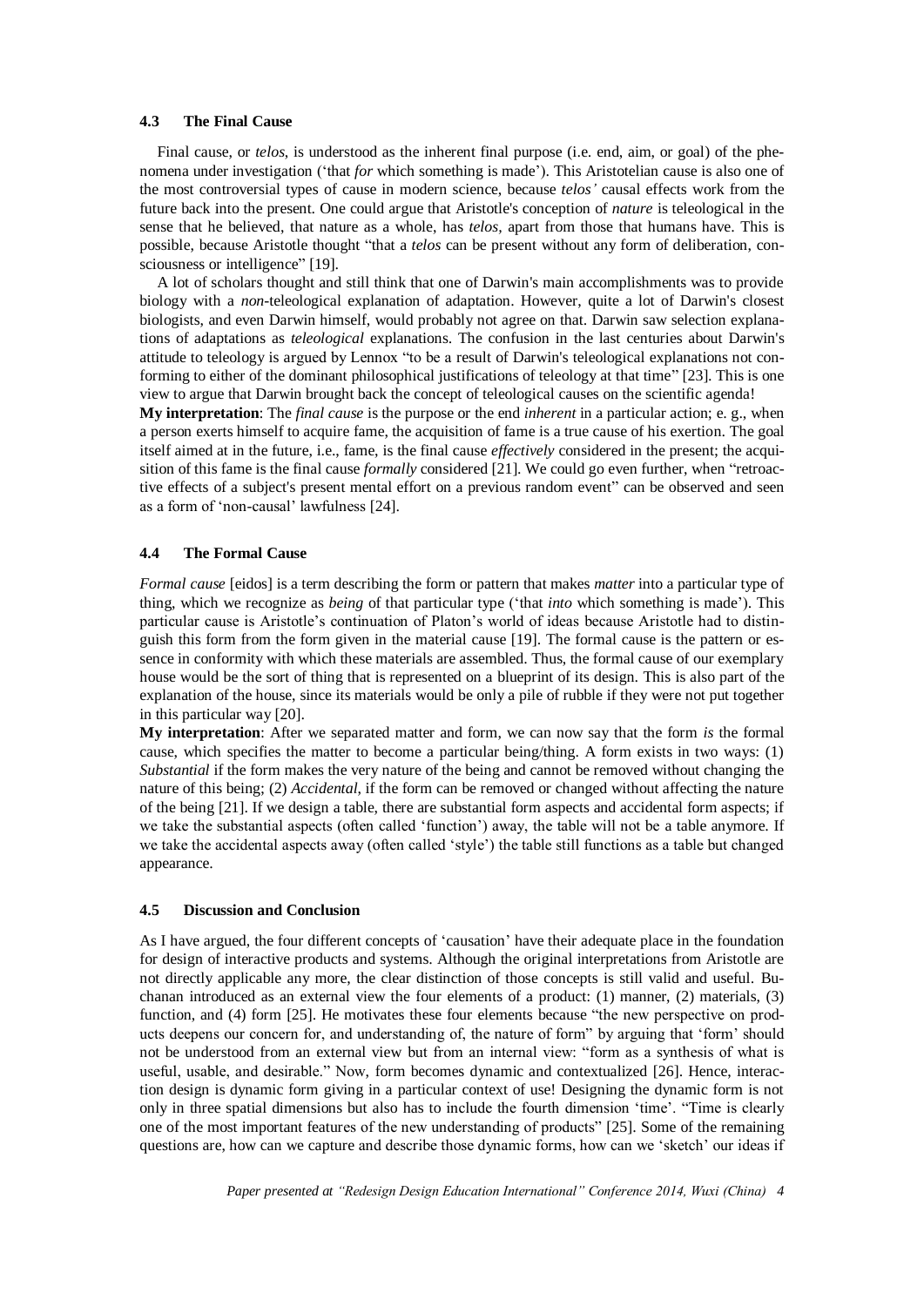### 4.3 The Final Cause

Final cause, or *telos*, is understood as the inherent final purpose (i.e. end, aim, or goal) of the phenomena under investigation ('that *for* which something is made'). This Aristotelian cause is also one of the most controversial types of cause in modern science, because *telos'* causal effects work from the future back into the present. One could argue that Aristotle's conception of *nature* is teleological in the sense that he believed, that nature as a whole, has *telos*, apart from those that humans have. This is possible, because Aristotle thought "that a *telos* can be present without any form of deliberation, consciousness or intelligence" [19].

A lot of scholars thought and still think that one of Darwin's main accomplishments was to provide biology with a *non*-teleological explanation of adaptation. However, quite a lot of Darwin's closest biologists, and even Darwin himself, would probably not agree on that. Darwin saw selection explanations of adaptations as *teleological* explanations. The confusion in the last centuries about Darwin's attitude to teleology is argued by Lennox "to be a result of Darwin's teleological explanations not conforming to either of the dominant philosophical justifications of teleology at that time" [23]. This is one view to argue that Darwin brought back the concept of teleological causes on the scientific agenda!

**My interpretation**: The *final cause* is the purpose or the end *inherent* in a particular action; e. g., when a person exerts himself to acquire fame, the acquisition of fame is a true cause of his exertion. The goal itself aimed at in the future, i.e., fame, is the final cause *effectively* considered in the present; the acquisition of this fame is the final cause *formally* considered [21]. We could go even further, when "retroactive effects of a subject's present mental effort on a previous random event" can be observed and seen as a form of 'non-causal' lawfulness [24].

### 4.4 The Formal Cause

*Formal cause* [eidos] is a term describing the form or pattern that makes *matter* into a particular type of thing, which we recognize as *being* of that particular type ('that *into* which something is made'). This particular cause is Aristotle's continuation of Platon's world of ideas because Aristotle had to distinguish this form from the form given in the material cause [19]. The formal cause is the pattern or essence in conformity with which these materials are assembled. Thus, the formal cause of our exemplary house would be the sort of thing that is represented on a blueprint of its design. This is also part of the explanation of the house, since its materials would be only a pile of rubble if they were not put together in this particular way [20].

**My interpretation**: After we separated matter and form, we can now say that the form *is* the formal cause, which specifies the matter to become a particular being/thing. A form exists in two ways: (1) *Substantial* if the form makes the very nature of the being and cannot be removed without changing the nature of this being; (2) *Accidental*, if the form can be removed or changed without affecting the nature of the being [21]. If we design a table, there are substantial form aspects and accidental form aspects; if we take the substantial aspects (often called 'function') away, the table will not be a table anymore. If we take the accidental aspects away (often called 'style') the table still functions as a table but changed appearance.

### 4.5 Discussion and Conclusion

As I have argued, the four different concepts of 'causation' have their adequate place in the foundation for design of interactive products and systems. Although the original interpretations from Aristotle are not directly applicable any more, the clear distinction of those concepts is still valid and useful. Buchanan introduced as an external view the four elements of a product: (1) manner, (2) materials, (3) function, and (4) form [25]. He motivates these four elements because "the new perspective on products deepens our concern for, and understanding of, the nature of form" by arguing that 'form' should not be understood from an external view but from an internal view: "form as a synthesis of what is useful, usable, and desirable." Now, form becomes dynamic and contextualized [26]. Hence, interaction design is dynamic form giving in a particular context of use! Designing the dynamic form is not only in three spatial dimensions but also has to include the fourth dimension 'time'. "Time is clearly one of the most important features of the new understanding of products" [25]. Some of the remaining questions are, how can we capture and describe those dynamic forms, how can we 'sketch' our ideas if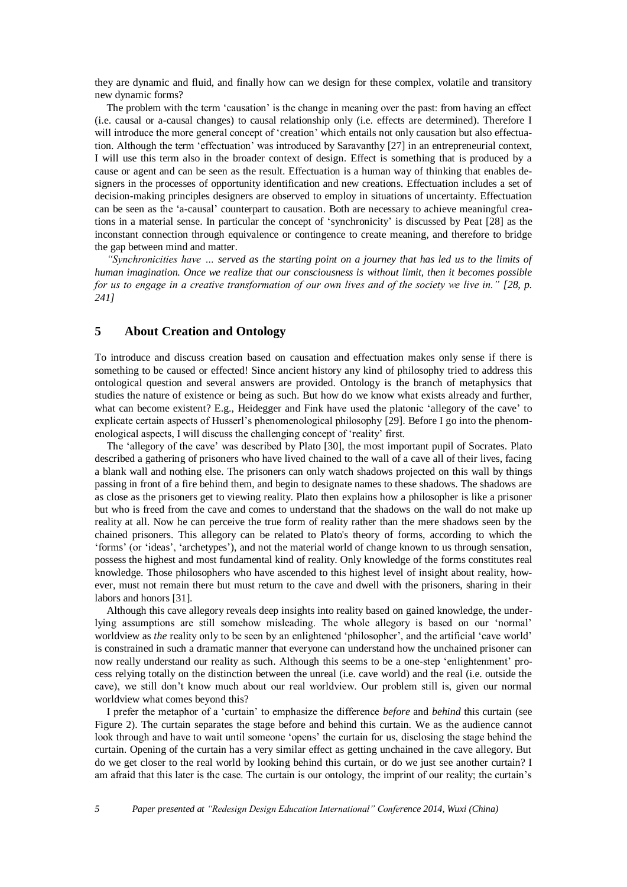they are dynamic and fluid, and finally how can we design for these complex, volatile and transitory new dynamic forms?

The problem with the term 'causation' is the change in meaning over the past: from having an effect (i.e. causal or a-causal changes) to causal relationship only (i.e. effects are determined). Therefore I will introduce the more general concept of 'creation' which entails not only causation but also effectuation. Although the term 'effectuation' was introduced by Saravanthy [27] in an entrepreneurial context, I will use this term also in the broader context of design. Effect is something that is produced by a cause or agent and can be seen as the result. Effectuation is a human way of thinking that enables designers in the processes of opportunity identification and new creations. Effectuation includes a set of decision-making principles designers are observed to employ in situations of uncertainty. Effectuation can be seen as the 'a-causal' counterpart to causation. Both are necessary to achieve meaningful creations in a material sense. In particular the concept of 'synchronicity' is discussed by Peat [28] as the inconstant connection through equivalence or contingence to create meaning, and therefore to bridge the gap between mind and matter.

*"Synchronicities have … served as the starting point on a journey that has led us to the limits of human imagination. Once we realize that our consciousness is without limit, then it becomes possible for us to engage in a creative transformation of our own lives and of the society we live in." [28, p. 241]*

## 5 About Creation and Ontology

To introduce and discuss creation based on causation and effectuation makes only sense if there is something to be caused or effected! Since ancient history any kind of philosophy tried to address this ontological question and several answers are provided. Ontology is the branch of metaphysics that studies the nature of existence or being as such. But how do we know what exists already and further, what can become existent? E.g., Heidegger and Fink have used the platonic 'allegory of the cave' to explicate certain aspects of Husserl's phenomenological philosophy [29]. Before I go into the phenomenological aspects, I will discuss the challenging concept of 'reality' first.

The 'allegory of the cave' was described by Plato [30], the most important pupil of Socrates. Plato described a gathering of prisoners who have lived chained to the wall of a cave all of their lives, facing a blank wall and nothing else. The prisoners can only watch shadows projected on this wall by things passing in front of a fire behind them, and begin to designate names to these shadows. The shadows are as close as the prisoners get to viewing reality. Plato then explains how a philosopher is like a prisoner but who is freed from the cave and comes to understand that the shadows on the wall do not make up reality at all. Now he can perceive the true form of reality rather than the mere shadows seen by the chained prisoners. This allegory can be related to Plato's theory of forms, according to which the 'forms' (or 'ideas', 'archetypes'), and not the material world of change known to us through sensation, possess the highest and most fundamental kind of reality. Only knowledge of the forms constitutes real knowledge. Those philosophers who have ascended to this highest level of insight about reality, however, must not remain there but must return to the cave and dwell with the prisoners, sharing in their labors and honors [31].

Although this cave allegory reveals deep insights into reality based on gained knowledge, the underlying assumptions are still somehow misleading. The whole allegory is based on our 'normal' worldview as *the* reality only to be seen by an enlightened 'philosopher', and the artificial 'cave world' is constrained in such a dramatic manner that everyone can understand how the unchained prisoner can now really understand our reality as such. Although this seems to be a one-step 'enlightenment' process relying totally on the distinction between the unreal (i.e. cave world) and the real (i.e. outside the cave), we still don't know much about our real worldview. Our problem still is, given our normal worldview what comes beyond this?

I prefer the metaphor of a 'curtain' to emphasize the difference *before* and *behind* this curtain (see Figure 2). The curtain separates the stage before and behind this curtain. We as the audience cannot look through and have to wait until someone 'opens' the curtain for us, disclosing the stage behind the curtain. Opening of the curtain has a very similar effect as getting unchained in the cave allegory. But do we get closer to the real world by looking behind this curtain, or do we just see another curtain? I am afraid that this later is the case. The curtain is our ontology, the imprint of our reality; the curtain's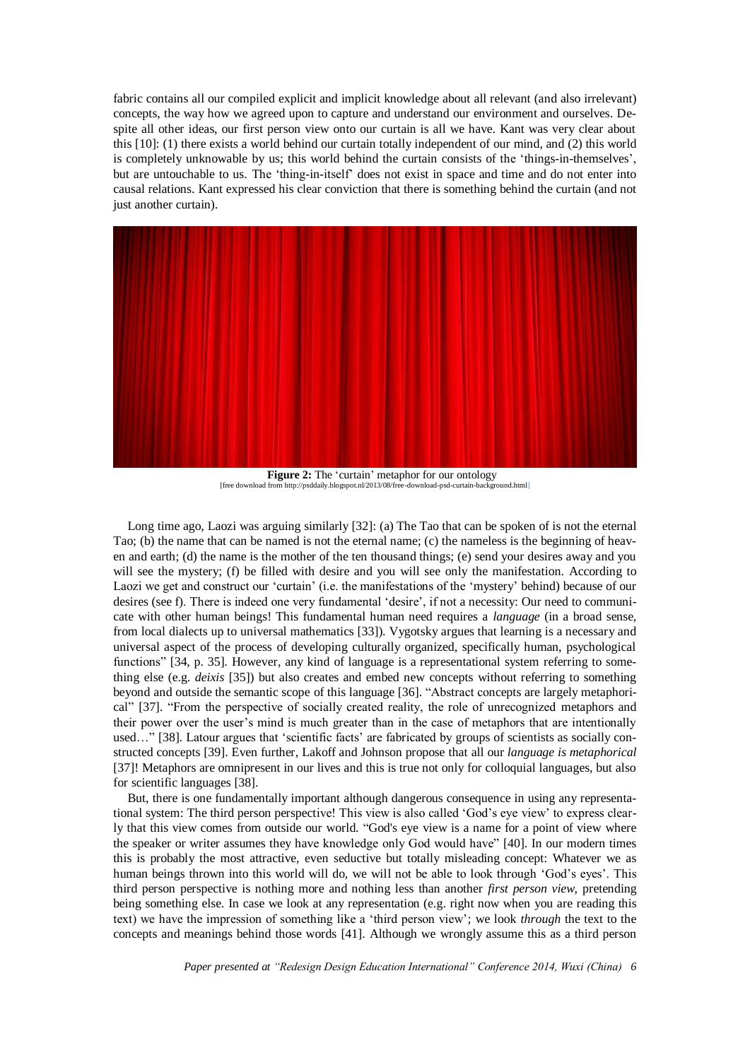fabric contains all our compiled explicit and implicit knowledge about all relevant (and also irrelevant) concepts, the way how we agreed upon to capture and understand our environment and ourselves. Despite all other ideas, our first person view onto our curtain is all we have. Kant was very clear about this [10]: (1) there exists a world behind our curtain totally independent of our mind, and (2) this world is completely unknowable by us; this world behind the curtain consists of the 'things-in-themselves', but are untouchable to us. The 'thing-in-itself' does not exist in space and time and do not enter into causal relations. Kant expressed his clear conviction that there is something behind the curtain (and not just another curtain).

**Figure 2:** The 'curtain' metaphor for our ontology
[free download from http://psddaily.blogspot.nl/2013/08/free-download-psd-curtain-background.html]

Long time ago, Laozi was arguing similarly [32]: (a) The Tao that can be spoken of is not the eternal Tao; (b) the name that can be named is not the eternal name; (c) the nameless is the beginning of heaven and earth; (d) the name is the mother of the ten thousand things; (e) send your desires away and you will see the mystery; (f) be filled with desire and you will see only the manifestation. According to Laozi we get and construct our 'curtain' (i.e. the manifestations of the 'mystery' behind) because of our desires (see f). There is indeed one very fundamental 'desire', if not a necessity: Our need to communicate with other human beings! This fundamental human need requires a *language* (in a broad sense, from local dialects up to universal mathematics [33]). Vygotsky argues that learning is a necessary and universal aspect of the process of developing culturally organized, specifically human, psychological functions" [34, p. 35]. However, any kind of language is a representational system referring to something else (e.g. *deixis* [35]) but also creates and embed new concepts without referring to something beyond and outside the semantic scope of this language [36]. "Abstract concepts are largely metaphorical" [37]. "From the perspective of socially created reality, the role of unrecognized metaphors and their power over the user's mind is much greater than in the case of metaphors that are intentionally used…" [38]. Latour argues that 'scientific facts' are fabricated by groups of scientists as socially constructed concepts [39]. Even further, Lakoff and Johnson propose that all our *language is metaphorical* [37]! Metaphors are omnipresent in our lives and this is true not only for colloquial languages, but also for scientific languages [38].

But, there is one fundamentally important although dangerous consequence in using any representational system: The third person perspective! This view is also called 'God's eye view' to express clearly that this view comes from outside our world. "God's eye view is a name for a point of view where the speaker or writer assumes they have knowledge only God would have" [40]. In our modern times this is probably the most attractive, even seductive but totally misleading concept: Whatever we as human beings thrown into this world will do, we will not be able to look through 'God's eyes'. This third person perspective is nothing more and nothing less than another *first person view,* pretending being something else. In case we look at any representation (e.g. right now when you are reading this text) we have the impression of something like a 'third person view'; we look *through* the text to the concepts and meanings behind those words [41]. Although we wrongly assume this as a third person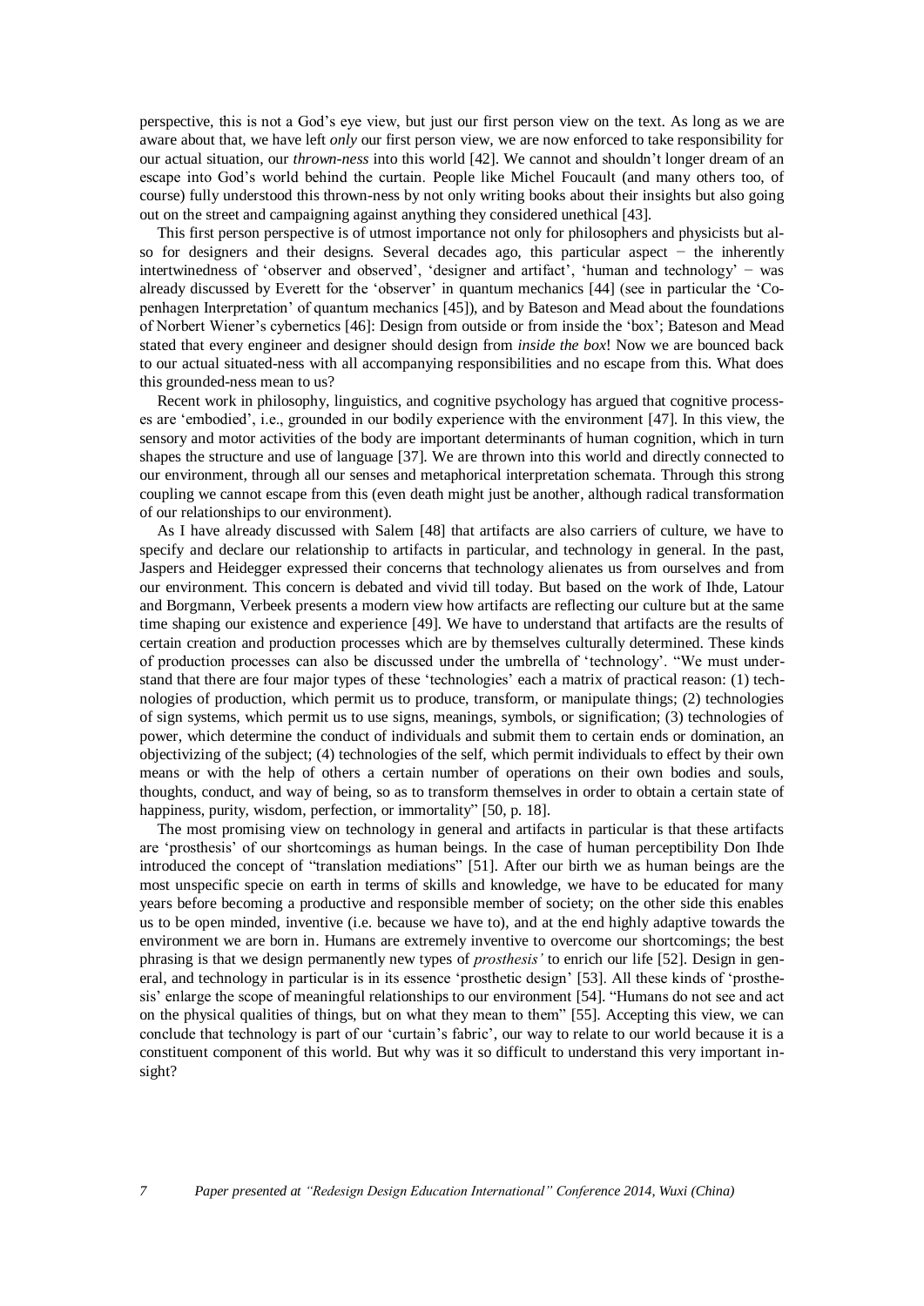perspective, this is not a God's eye view, but just our first person view on the text. As long as we are aware about that, we have left *only* our first person view, we are now enforced to take responsibility for our actual situation, our *thrown-ness* into this world [42]. We cannot and shouldn't longer dream of an escape into God's world behind the curtain. People like Michel Foucault (and many others too, of course) fully understood this thrown-ness by not only writing books about their insights but also going out on the street and campaigning against anything they considered unethical [43].

This first person perspective is of utmost importance not only for philosophers and physicists but also for designers and their designs. Several decades ago, this particular aspect − the inherently intertwinedness of 'observer and observed', 'designer and artifact', 'human and technology' − was already discussed by Everett for the 'observer' in quantum mechanics [44] (see in particular the 'Copenhagen Interpretation' of quantum mechanics [45]), and by Bateson and Mead about the foundations of Norbert Wiener's cybernetics [46]: Design from outside or from inside the 'box'; Bateson and Mead stated that every engineer and designer should design from *inside the box*! Now we are bounced back to our actual situated-ness with all accompanying responsibilities and no escape from this. What does this grounded-ness mean to us?

Recent work in philosophy, linguistics, and cognitive psychology has argued that cognitive processes are 'embodied', i.e., grounded in our bodily experience with the environment [47]. In this view, the sensory and motor activities of the body are important determinants of human cognition, which in turn shapes the structure and use of language [37]. We are thrown into this world and directly connected to our environment, through all our senses and metaphorical interpretation schemata. Through this strong coupling we cannot escape from this (even death might just be another, although radical transformation of our relationships to our environment).

As I have already discussed with Salem [48] that artifacts are also carriers of culture, we have to specify and declare our relationship to artifacts in particular, and technology in general. In the past, Jaspers and Heidegger expressed their concerns that technology alienates us from ourselves and from our environment. This concern is debated and vivid till today. But based on the work of Ihde, Latour and Borgmann, Verbeek presents a modern view how artifacts are reflecting our culture but at the same time shaping our existence and experience [49]. We have to understand that artifacts are the results of certain creation and production processes which are by themselves culturally determined. These kinds of production processes can also be discussed under the umbrella of 'technology'. "We must understand that there are four major types of these 'technologies' each a matrix of practical reason: (1) technologies of production, which permit us to produce, transform, or manipulate things; (2) technologies of sign systems, which permit us to use signs, meanings, symbols, or signification; (3) technologies of power, which determine the conduct of individuals and submit them to certain ends or domination, an objectivizing of the subject; (4) technologies of the self, which permit individuals to effect by their own means or with the help of others a certain number of operations on their own bodies and souls, thoughts, conduct, and way of being, so as to transform themselves in order to obtain a certain state of happiness, purity, wisdom, perfection, or immortality" [50, p. 18].

The most promising view on technology in general and artifacts in particular is that these artifacts are 'prosthesis' of our shortcomings as human beings. In the case of human perceptibility Don Ihde introduced the concept of "translation mediations" [51]. After our birth we as human beings are the most unspecific specie on earth in terms of skills and knowledge, we have to be educated for many years before becoming a productive and responsible member of society; on the other side this enables us to be open minded, inventive (i.e. because we have to), and at the end highly adaptive towards the environment we are born in. Humans are extremely inventive to overcome our shortcomings; the best phrasing is that we design permanently new types of *prosthesis'* to enrich our life [52]. Design in general, and technology in particular is in its essence 'prosthetic design' [53]. All these kinds of 'prosthesis' enlarge the scope of meaningful relationships to our environment [54]. "Humans do not see and act on the physical qualities of things, but on what they mean to them" [55]. Accepting this view, we can conclude that technology is part of our 'curtain's fabric', our way to relate to our world because it is a constituent component of this world. But why was it so difficult to understand this very important insight?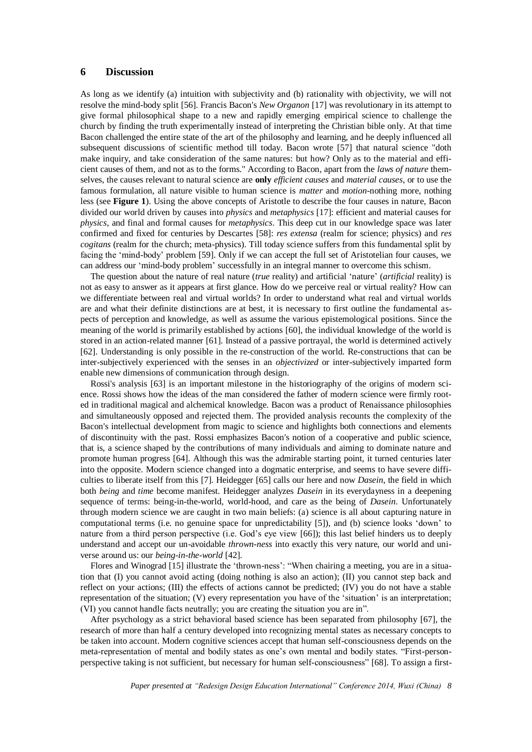## 6 Discussion

As long as we identify (a) intuition with subjectivity and (b) rationality with objectivity, we will not resolve the mind-body split [56]. Francis Bacon's *New Organon* [17] was revolutionary in its attempt to give formal philosophical shape to a new and rapidly emerging empirical science to challenge the church by finding the truth experimentally instead of interpreting the Christian bible only. At that time Bacon challenged the entire state of the art of the philosophy and learning, and he deeply influenced all subsequent discussions of scientific method till today. Bacon wrote [57] that natural science "doth make inquiry, and take consideration of the same natures: but how? Only as to the material and efficient causes of them, and not as to the forms." According to Bacon, apart from the *laws of nature* themselves, the causes relevant to natural science are **only** *efficient causes* and *material causes*, or to use the famous formulation, all nature visible to human science is *matter* and *motion*-nothing more, nothing less (see **Figure 1**). Using the above concepts of Aristotle to describe the four causes in nature, Bacon divided our world driven by causes into *physics* and *metaphysics* [17]: efficient and material causes for *physics*, and final and formal causes for *metaphysics*. This deep cut in our knowledge space was later confirmed and fixed for centuries by Descartes [58]: *res extensa* (realm for science; physics) and *res cogitans* (realm for the church; meta-physics). Till today science suffers from this fundamental split by facing the 'mind-body' problem [59]. Only if we can accept the full set of Aristotelian four causes, we can address our 'mind-body problem' successfully in an integral manner to overcome this schism.

The question about the nature of real nature (*true* reality) and artificial 'nature' (*artificial* reality) is not as easy to answer as it appears at first glance. How do we perceive real or virtual reality? How can we differentiate between real and virtual worlds? In order to understand what real and virtual worlds are and what their definite distinctions are at best, it is necessary to first outline the fundamental aspects of perception and knowledge, as well as assume the various epistemological positions. Since the meaning of the world is primarily established by actions [60], the individual knowledge of the world is stored in an action-related manner [61]. Instead of a passive portrayal, the world is determined actively [62]. Understanding is only possible in the re-construction of the world. Re-constructions that can be inter-subjectively experienced with the senses in an *objectivized* or inter-subjectively imparted form enable new dimensions of communication through design.

Rossi's analysis [63] is an important milestone in the historiography of the origins of modern science. Rossi shows how the ideas of the man considered the father of modern science were firmly rooted in traditional magical and alchemical knowledge. Bacon was a product of Renaissance philosophies and simultaneously opposed and rejected them. The provided analysis recounts the complexity of the Bacon's intellectual development from magic to science and highlights both connections and elements of discontinuity with the past. Rossi emphasizes Bacon's notion of a cooperative and public science, that is, a science shaped by the contributions of many individuals and aiming to dominate nature and promote human progress [64]. Although this was the admirable starting point, it turned centuries later into the opposite. Modern science changed into a dogmatic enterprise, and seems to have severe difficulties to liberate itself from this [7]. Heidegger [65] calls our here and now *Dasein*, the field in which both *being* and *time* become manifest. Heidegger analyzes *Dasein* in its everydayness in a deepening sequence of terms: being-in-the-world, world-hood, and care as the being of *Dasein*. Unfortunately through modern science we are caught in two main beliefs: (a) science is all about capturing nature in computational terms (i.e. no genuine space for unpredictability [5]), and (b) science looks 'down' to nature from a third person perspective (i.e. God's eye view [66]); this last belief hinders us to deeply understand and accept our un-avoidable *thrown-ness* into exactly this very nature, our world and universe around us: our *being-in-the-world* [42].

Flores and Winograd [15] illustrate the 'thrown-ness': "When chairing a meeting, you are in a situation that (I) you cannot avoid acting (doing nothing is also an action); (II) you cannot step back and reflect on your actions; (III) the effects of actions cannot be predicted; (IV) you do not have a stable representation of the situation; (V) every representation you have of the 'situation' is an interpretation; (VI) you cannot handle facts neutrally; you are creating the situation you are in".

After psychology as a strict behavioral based science has been separated from philosophy [67], the research of more than half a century developed into recognizing mental states as necessary concepts to be taken into account. Modern cognitive sciences accept that human self-consciousness depends on the meta-representation of mental and bodily states as one's own mental and bodily states. "First-person-perspective taking is not sufficient, but necessary for human self-consciousness" [68]. To assign a first-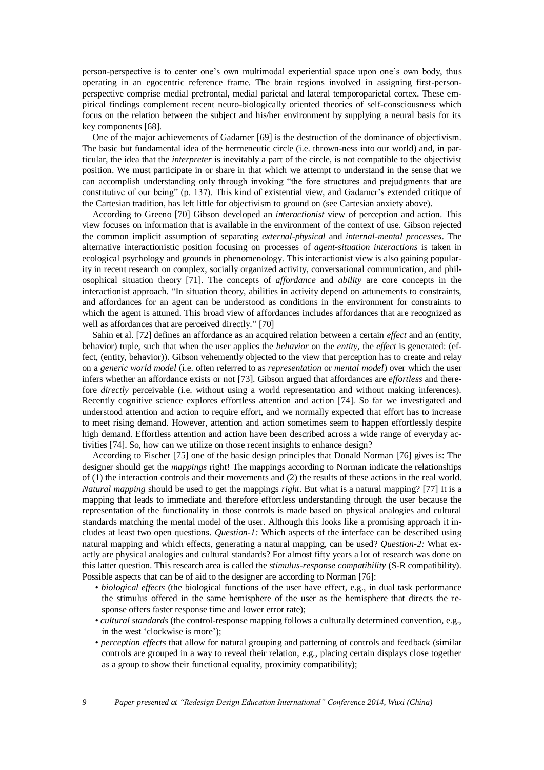person-perspective is to center one's own multimodal experiential space upon one's own body, thus operating in an egocentric reference frame. The brain regions involved in assigning first-person-perspective comprise medial prefrontal, medial parietal and lateral temporoparietal cortex. These empirical findings complement recent neuro-biologically oriented theories of self-consciousness which focus on the relation between the subject and his/her environment by supplying a neural basis for its key components [68].

One of the major achievements of Gadamer [69] is the destruction of the dominance of objectivism. The basic but fundamental idea of the hermeneutic circle (i.e. thrown-ness into our world) and, in particular, the idea that the *interpreter* is inevitably a part of the circle, is not compatible to the objectivist position. We must participate in or share in that which we attempt to understand in the sense that we can accomplish understanding only through invoking "the fore structures and prejudgments that are constitutive of our being" (p. 137). This kind of existential view, and Gadamer's extended critique of the Cartesian tradition, has left little for objectivism to ground on (see Cartesian anxiety above).

According to Greeno [70] Gibson developed an *interactionist* view of perception and action. This view focuses on information that is available in the environment of the context of use. Gibson rejected the common implicit assumption of separating *external-physical* and *internal-mental processes*. The alternative interactionistic position focusing on processes of *agent-situation interactions* is taken in ecological psychology and grounds in phenomenology. This interactionist view is also gaining popularity in recent research on complex, socially organized activity, conversational communication, and philosophical situation theory [71]. The concepts of *affordance* and *ability* are core concepts in the interactionist approach. "In situation theory, abilities in activity depend on attunements to constraints, and affordances for an agent can be understood as conditions in the environment for constraints to which the agent is attuned. This broad view of affordances includes affordances that are recognized as well as affordances that are perceived directly." [70]

Sahin et al. [72] defines an affordance as an acquired relation between a certain *effect* and an (entity, behavior) tuple, such that when the user applies the *behavior* on the *entity*, the *effect* is generated: (effect, (entity, behavior)). Gibson vehemently objected to the view that perception has to create and relay on a *generic world model* (i.e. often referred to as *representation* or *mental model*) over which the user infers whether an affordance exists or not [73]. Gibson argued that affordances are *effortless* and therefore *directly* perceivable (i.e. without using a world representation and without making inferences). Recently cognitive science explores effortless attention and action [74]. So far we investigated and understood attention and action to require effort, and we normally expected that effort has to increase to meet rising demand. However, attention and action sometimes seem to happen effortlessly despite high demand. Effortless attention and action have been described across a wide range of everyday activities [74]. So, how can we utilize on those recent insights to enhance design?

According to Fischer [75] one of the basic design principles that Donald Norman [76] gives is: The designer should get the *mappings* right! The mappings according to Norman indicate the relationships of (1) the interaction controls and their movements and (2) the results of these actions in the real world. *Natural mapping* should be used to get the mappings *right*. But what is a natural mapping? [77] It is a mapping that leads to immediate and therefore effortless understanding through the user because the representation of the functionality in those controls is made based on physical analogies and cultural standards matching the mental model of the user. Although this looks like a promising approach it includes at least two open questions. *Question-1:* Which aspects of the interface can be described using natural mapping and which effects, generating a natural mapping, can be used? *Question-2:* What exactly are physical analogies and cultural standards? For almost fifty years a lot of research was done on this latter question. This research area is called the *stimulus-response compatibility* (S-R compatibility). Possible aspects that can be of aid to the designer are according to Norman [76]:

- *biological effects* (the biological functions of the user have effect, e.g., in dual task performance the stimulus offered in the same hemisphere of the user as the hemisphere that directs the response offers faster response time and lower error rate);
- *cultural standards* (the control-response mapping follows a culturally determined convention, e.g., in the west 'clockwise is more');
- *perception effects* that allow for natural grouping and patterning of controls and feedback (similar controls are grouped in a way to reveal their relation, e.g., placing certain displays close together as a group to show their functional equality, proximity compatibility);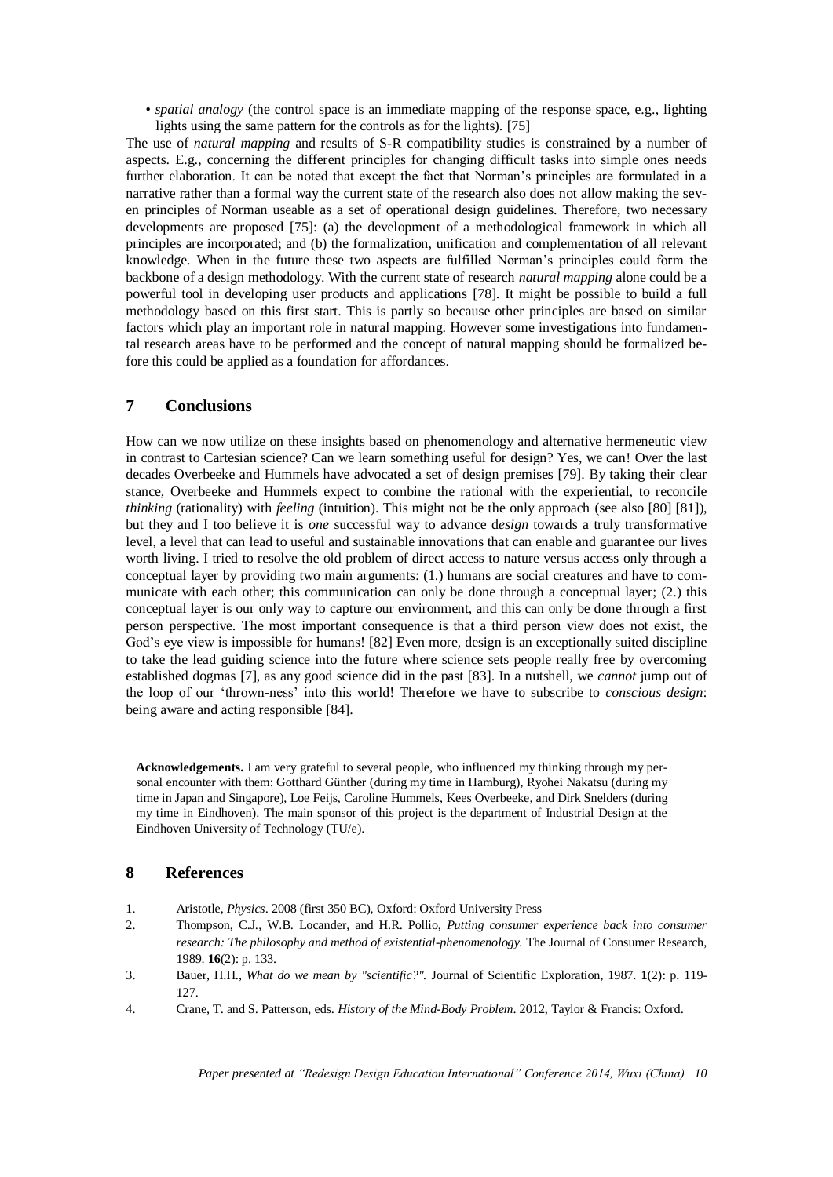- *spatial analogy* (the control space is an immediate mapping of the response space, e.g., lighting lights using the same pattern for the controls as for the lights). [75]

The use of *natural mapping* and results of S-R compatibility studies is constrained by a number of aspects. E.g., concerning the different principles for changing difficult tasks into simple ones needs further elaboration. It can be noted that except the fact that Norman's principles are formulated in a narrative rather than a formal way the current state of the research also does not allow making the seven principles of Norman useable as a set of operational design guidelines. Therefore, two necessary developments are proposed [75]: (a) the development of a methodological framework in which all principles are incorporated; and (b) the formalization, unification and complementation of all relevant knowledge. When in the future these two aspects are fulfilled Norman's principles could form the backbone of a design methodology. With the current state of research *natural mapping* alone could be a powerful tool in developing user products and applications [78]. It might be possible to build a full methodology based on this first start. This is partly so because other principles are based on similar factors which play an important role in natural mapping. However some investigations into fundamental research areas have to be performed and the concept of natural mapping should be formalized before this could be applied as a foundation for affordances.

## 7 Conclusions

How can we now utilize on these insights based on phenomenology and alternative hermeneutic view in contrast to Cartesian science? Can we learn something useful for design? Yes, we can! Over the last decades Overbeeke and Hummels have advocated a set of design premises [79]. By taking their clear stance, Overbeeke and Hummels expect to combine the rational with the experiential, to reconcile *thinking* (rationality) with *feeling* (intuition). This might not be the only approach (see also [80] [81]), but they and I too believe it is *one* successful way to advance d*esign* towards a truly transformative level, a level that can lead to useful and sustainable innovations that can enable and guarantee our lives worth living. I tried to resolve the old problem of direct access to nature versus access only through a conceptual layer by providing two main arguments: (1.) humans are social creatures and have to communicate with each other; this communication can only be done through a conceptual layer; (2.) this conceptual layer is our only way to capture our environment, and this can only be done through a first person perspective. The most important consequence is that a third person view does not exist, the God's eye view is impossible for humans! [82] Even more, design is an exceptionally suited discipline to take the lead guiding science into the future where science sets people really free by overcoming established dogmas [7], as any good science did in the past [83]. In a nutshell, we *cannot* jump out of the loop of our 'thrown-ness' into this world! Therefore we have to subscribe to *conscious design*: being aware and acting responsible [84].

**Acknowledgements.** I am very grateful to several people, who influenced my thinking through my personal encounter with them: Gotthard Günther (during my time in Hamburg), Ryohei Nakatsu (during my time in Japan and Singapore), Loe Feijs, Caroline Hummels, Kees Overbeeke, and Dirk Snelders (during my time in Eindhoven). The main sponsor of this project is the department of Industrial Design at the Eindhoven University of Technology (TU/e).

## 8 References

1. Aristotle, *Physics*. 2008 (first 350 BC), Oxford: Oxford University Press
2. Thompson, C.J., W.B. Locander, and H.R. Pollio, *Putting consumer experience back into consumer research: The philosophy and method of existential-phenomenology.* The Journal of Consumer Research, 1989. **16**(2): p. 133.
3. Bauer, H.H., *What do we mean by "scientific?".* Journal of Scientific Exploration, 1987. **1**(2): p. 119-127.
4. Crane, T. and S. Patterson, eds. *History of the Mind-Body Problem*. 2012, Taylor & Francis: Oxford.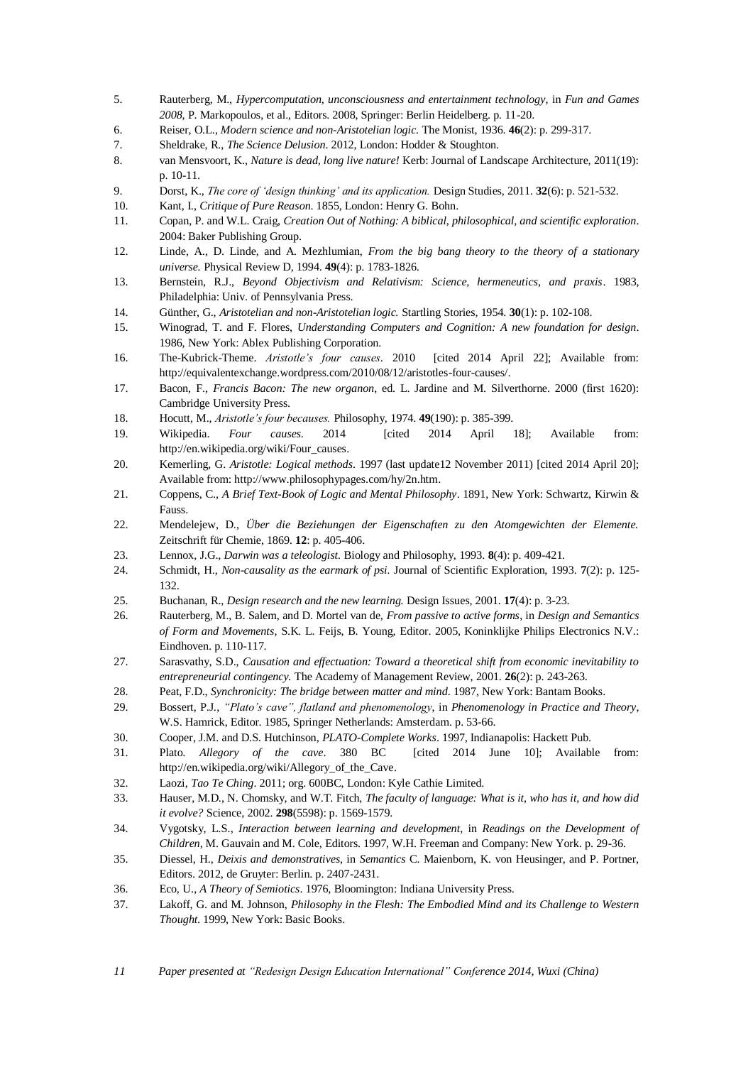5. Rauterberg, M., *Hypercomputation, unconsciousness and entertainment technology*, in *Fun and Games 2008*, P. Markopoulos, et al., Editors. 2008, Springer: Berlin Heidelberg. p. 11-20.
6. Reiser, O.L., *Modern science and non-Aristotelian logic.* The Monist, 1936. **46**(2): p. 299-317.
7. Sheldrake, R., *The Science Delusion*. 2012, London: Hodder & Stoughton.
8. van Mensvoort, K., *Nature is dead, long live nature!* Kerb: Journal of Landscape Architecture, 2011(19): p. 10-11.
9. Dorst, K., *The core of 'design thinking' and its application.* Design Studies, 2011. **32**(6): p. 521-532.
10. Kant, I., *Critique of Pure Reason*. 1855, London: Henry G. Bohn.
11. Copan, P. and W.L. Craig, *Creation Out of Nothing: A biblical, philosophical, and scientific exploration*. 2004: Baker Publishing Group.
12. Linde, A., D. Linde, and A. Mezhlumian, *From the big bang theory to the theory of a stationary universe.* Physical Review D, 1994. **49**(4): p. 1783-1826.
13. Bernstein, R.J., *Beyond Objectivism and Relativism: Science, hermeneutics, and praxis*. 1983, Philadelphia: Univ. of Pennsylvania Press.
14. Günther, G., *Aristotelian and non-Aristotelian logic.* Startling Stories, 1954. **30**(1): p. 102-108.
15. Winograd, T. and F. Flores, *Understanding Computers and Cognition: A new foundation for design*. 1986, New York: Ablex Publishing Corporation.
16. The-Kubrick-Theme. *Aristotle's four causes*. 2010 [cited 2014 April 22]; Available from: http://equivalentexchange.wordpress.com/2010/08/12/aristotles-four-causes/.
17. Bacon, F., *Francis Bacon: The new organon*, ed. L. Jardine and M. Silverthorne. 2000 (first 1620): Cambridge University Press.
18. Hocutt, M., *Aristotle's four becauses.* Philosophy, 1974. **49**(190): p. 385-399.
19. Wikipedia. *Four causes*. 2014 [cited 2014 April 18]; Available from: http://en.wikipedia.org/wiki/Four_causes.
20. Kemerling, G. *Aristotle: Logical methods*. 1997 (last update12 November 2011) [cited 2014 April 20]; Available from: http://www.philosophypages.com/hy/2n.htm.
21. Coppens, C., *A Brief Text-Book of Logic and Mental Philosophy*. 1891, New York: Schwartz, Kirwin & Fauss.
22. Mendelejew, D., *Über die Beziehungen der Eigenschaften zu den Atomgewichten der Elemente.* Zeitschrift für Chemie, 1869. **12**: p. 405-406.
23. Lennox, J.G., *Darwin was a teleologist.* Biology and Philosophy, 1993. **8**(4): p. 409-421.
24. Schmidt, H., *Non-causality as the earmark of psi.* Journal of Scientific Exploration, 1993. **7**(2): p. 125-132.
25. Buchanan, R., *Design research and the new learning.* Design Issues, 2001. **17**(4): p. 3-23.
26. Rauterberg, M., B. Salem, and D. Mortel van de, *From passive to active forms*, in *Design and Semantics of Form and Movements*, S.K. L. Feijs, B. Young, Editor. 2005, Koninklijke Philips Electronics N.V.: Eindhoven. p. 110-117.
27. Sarasvathy, S.D., *Causation and effectuation: Toward a theoretical shift from economic inevitability to entrepreneurial contingency.* The Academy of Management Review, 2001. **26**(2): p. 243-263.
28. Peat, F.D., *Synchronicity: The bridge between matter and mind*. 1987, New York: Bantam Books.
29. Bossert, P.J., *"Plato's cave", flatland and phenomenology*, in *Phenomenology in Practice and Theory*, W.S. Hamrick, Editor. 1985, Springer Netherlands: Amsterdam. p. 53-66.
30. Cooper, J.M. and D.S. Hutchinson, *PLATO-Complete Works*. 1997, Indianapolis: Hackett Pub.
31. Plato. *Allegory of the cave*. 380 BC [cited 2014 June 10]; Available from: http://en.wikipedia.org/wiki/Allegory_of_the_Cave.
32. Laozi, *Tao Te Ching*. 2011; org. 600BC, London: Kyle Cathie Limited.
33. Hauser, M.D., N. Chomsky, and W.T. Fitch, *The faculty of language: What is it, who has it, and how did it evolve?* Science, 2002. **298**(5598): p. 1569-1579.
34. Vygotsky, L.S., *Interaction between learning and development*, in *Readings on the Development of Children*, M. Gauvain and M. Cole, Editors. 1997, W.H. Freeman and Company: New York. p. 29-36.
35. Diessel, H., *Deixis and demonstratives*, in *Semantics* C. Maienborn, K. von Heusinger, and P. Portner, Editors. 2012, de Gruyter: Berlin. p. 2407-2431.
36. Eco, U., *A Theory of Semiotics*. 1976, Bloomington: Indiana University Press.
37. Lakoff, G. and M. Johnson, *Philosophy in the Flesh: The Embodied Mind and its Challenge to Western Thought*. 1999, New York: Basic Books.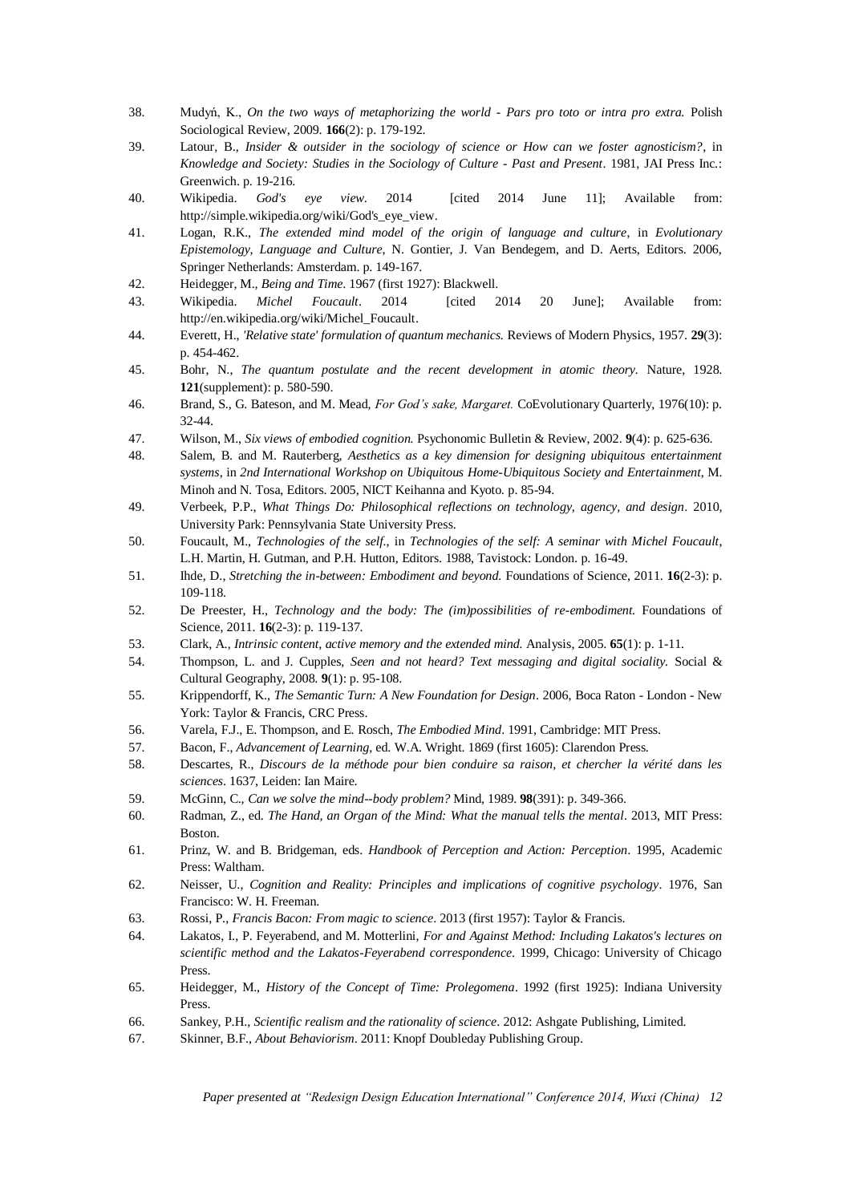38. Mudyń, K., *On the two ways of metaphorizing the world - Pars pro toto or intra pro extra.* Polish Sociological Review, 2009. **166**(2): p. 179-192.
39. Latour, B., *Insider & outsider in the sociology of science or How can we foster agnosticism?*, in *Knowledge and Society: Studies in the Sociology of Culture - Past and Present*. 1981, JAI Press Inc.: Greenwich. p. 19-216.
40. Wikipedia. *God's eye view*. 2014 [cited 2014 June 11]; Available from: http://simple.wikipedia.org/wiki/God's_eye_view.
41. Logan, R.K., *The extended mind model of the origin of language and culture*, in *Evolutionary Epistemology, Language and Culture*, N. Gontier, J. Van Bendegem, and D. Aerts, Editors. 2006, Springer Netherlands: Amsterdam. p. 149-167.
42. Heidegger, M., *Being and Time*. 1967 (first 1927): Blackwell.
43. Wikipedia. *Michel Foucault*. 2014 [cited 2014 20 June]; Available from: http://en.wikipedia.org/wiki/Michel_Foucault.
44. Everett, H., *'Relative state' formulation of quantum mechanics.* Reviews of Modern Physics, 1957. **29**(3): p. 454-462.
45. Bohr, N., *The quantum postulate and the recent development in atomic theory.* Nature, 1928. **121**(supplement): p. 580-590.
46. Brand, S., G. Bateson, and M. Mead, *For God's sake, Margaret.* CoEvolutionary Quarterly, 1976(10): p. 32-44.
47. Wilson, M., *Six views of embodied cognition.* Psychonomic Bulletin & Review, 2002. **9**(4): p. 625-636.
48. Salem, B. and M. Rauterberg, *Aesthetics as a key dimension for designing ubiquitous entertainment systems*, in *2nd International Workshop on Ubiquitous Home-Ubiquitous Society and Entertainment*, M. Minoh and N. Tosa, Editors. 2005, NICT Keihanna and Kyoto. p. 85-94.
49. Verbeek, P.P., *What Things Do: Philosophical reflections on technology, agency, and design*. 2010, University Park: Pennsylvania State University Press.
50. Foucault, M., *Technologies of the self.*, in *Technologies of the self: A seminar with Michel Foucault*, L.H. Martin, H. Gutman, and P.H. Hutton, Editors. 1988, Tavistock: London. p. 16-49.
51. Ihde, D., *Stretching the in-between: Embodiment and beyond.* Foundations of Science, 2011. **16**(2-3): p. 109-118.
52. De Preester, H., *Technology and the body: The (im)possibilities of re-embodiment.* Foundations of Science, 2011. **16**(2-3): p. 119-137.
53. Clark, A., *Intrinsic content, active memory and the extended mind.* Analysis, 2005. **65**(1): p. 1-11.
54. Thompson, L. and J. Cupples, *Seen and not heard? Text messaging and digital sociality.* Social & Cultural Geography, 2008. **9**(1): p. 95-108.
55. Krippendorff, K., *The Semantic Turn: A New Foundation for Design*. 2006, Boca Raton - London - New York: Taylor & Francis, CRC Press.
56. Varela, F.J., E. Thompson, and E. Rosch, *The Embodied Mind*. 1991, Cambridge: MIT Press.
57. Bacon, F., *Advancement of Learning*, ed. W.A. Wright. 1869 (first 1605): Clarendon Press.
58. Descartes, R., *Discours de la méthode pour bien conduire sa raison, et chercher la vérité dans les sciences*. 1637, Leiden: Ian Maire.
59. McGinn, C., *Can we solve the mind--body problem?* Mind, 1989. **98**(391): p. 349-366.
60. Radman, Z., ed. *The Hand, an Organ of the Mind: What the manual tells the mental*. 2013, MIT Press: Boston.
61. Prinz, W. and B. Bridgeman, eds. *Handbook of Perception and Action: Perception*. 1995, Academic Press: Waltham.
62. Neisser, U., *Cognition and Reality: Principles and implications of cognitive psychology*. 1976, San Francisco: W. H. Freeman.
63. Rossi, P., *Francis Bacon: From magic to science*. 2013 (first 1957): Taylor & Francis.
64. Lakatos, I., P. Feyerabend, and M. Motterlini, *For and Against Method: Including Lakatos's lectures on scientific method and the Lakatos-Feyerabend correspondence*. 1999, Chicago: University of Chicago Press.
65. Heidegger, M., *History of the Concept of Time: Prolegomena*. 1992 (first 1925): Indiana University Press.
66. Sankey, P.H., *Scientific realism and the rationality of science*. 2012: Ashgate Publishing, Limited.
67. Skinner, B.F., *About Behaviorism*. 2011: Knopf Doubleday Publishing Group.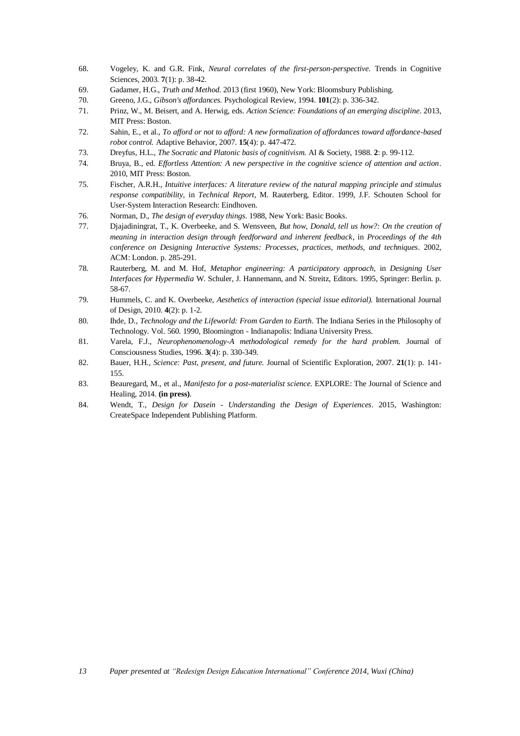68. Vogeley, K. and G.R. Fink, *Neural correlates of the first-person-perspective.* Trends in Cognitive Sciences, 2003. **7**(1): p. 38-42.
69. Gadamer, H.G., *Truth and Method.* 2013 (first 1960), New York: Bloomsbury Publishing.
70. Greeno, J.G., *Gibson's affordances.* Psychological Review, 1994. **101**(2): p. 336-342.
71. Prinz, W., M. Beisert, and A. Herwig, eds. *Action Science: Foundations of an emerging discipline*. 2013, MIT Press: Boston.
72. Sahin, E., et al., *To afford or not to afford: A new formalization of affordances toward affordance-based robot control.* Adaptive Behavior, 2007. **15**(4): p. 447-472.
73. Dreyfus, H.L., *The Socratic and Platonic basis of cognitivism.* AI & Society, 1988. **2**: p. 99-112.
74. Bruya, B., ed. *Effortless Attention: A new perspective in the cognitive science of attention and action*. 2010, MIT Press: Boston.
75. Fischer, A.R.H., *Intuitive interfaces: A literature review of the natural mapping principle and stimulus response compatibility*, in *Technical Report*, M. Rauterberg, Editor. 1999, J.F. Schouten School for User-System Interaction Research: Eindhoven.
76. Norman, D., *The design of everyday things*. 1988, New York: Basic Books.
77. Djajadiningrat, T., K. Overbeeke, and S. Wensveen, *But how, Donald, tell us how?: On the creation of meaning in interaction design through feedforward and inherent feedback*, in *Proceedings of the 4th conference on Designing Interactive Systems: Processes, practices, methods, and techniques*. 2002, ACM: London. p. 285-291.
78. Rauterberg, M. and M. Hof, *Metaphor engineering: A participatory approach*, in *Designing User Interfaces for Hypermedia* W. Schuler, J. Hannemann, and N. Streitz, Editors. 1995, Springer: Berlin. p. 58-67.
79. Hummels, C. and K. Overbeeke, *Aesthetics of interaction (special issue editorial).* International Journal of Design, 2010. **4**(2): p. 1-2.
80. Ihde, D., *Technology and the Lifeworld: From Garden to Earth*. The Indiana Series in the Philosophy of Technology. Vol. 560. 1990, Bloomington - Indianapolis: Indiana University Press.
81. Varela, F.J., *Neurophenomenology-A methodological remedy for the hard problem.* Journal of Consciousness Studies, 1996. **3**(4): p. 330-349.
82. Bauer, H.H., *Science: Past, present, and future.* Journal of Scientific Exploration, 2007. **21**(1): p. 141-155.
83. Beauregard, M., et al., *Manifesto for a post-materialist science.* EXPLORE: The Journal of Science and Healing, 2014. **(in press)**.
84. Wendt, T., *Design for Dasein - Understanding the Design of Experiences*. 2015, Washington: CreateSpace Independent Publishing Platform.